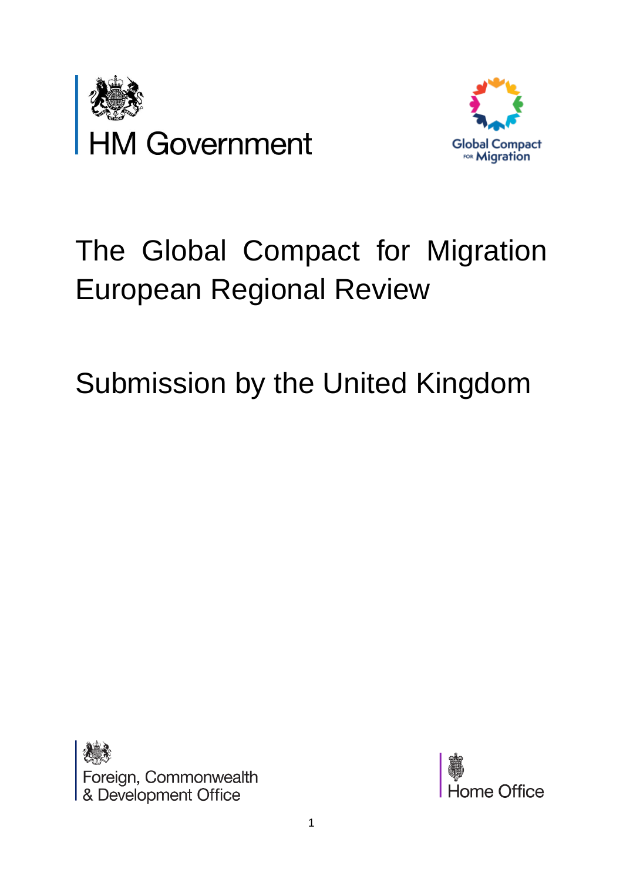HM Government

Global Compact for Migration

# The Global Compact for Migration European Regional Review

## Submission by the United Kingdom

Foreign, Commonwealth & Development Office

Home Office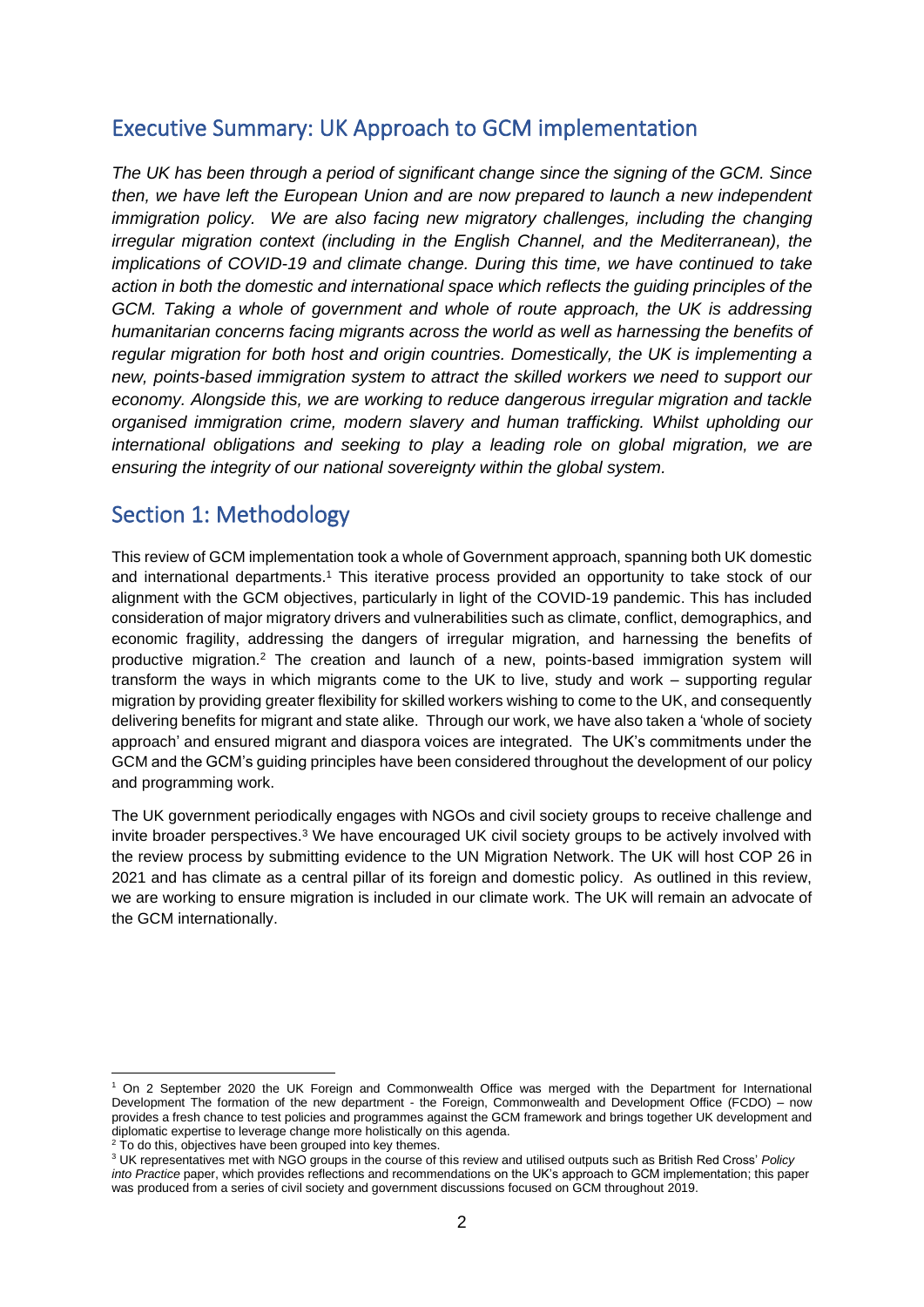## Executive Summary: UK Approach to GCM implementation

*The UK has been through a period of significant change since the signing of the GCM. Since then, we have left the European Union and are now prepared to launch a new independent immigration policy. We are also facing new migratory challenges, including the changing irregular migration context (including in the English Channel, and the Mediterranean), the implications of COVID-19 and climate change. During this time, we have continued to take action in both the domestic and international space which reflects the guiding principles of the GCM. Taking a whole of government and whole of route approach, the UK is addressing humanitarian concerns facing migrants across the world as well as harnessing the benefits of regular migration for both host and origin countries. Domestically, the UK is implementing a new, points-based immigration system to attract the skilled workers we need to support our economy. Alongside this, we are working to reduce dangerous irregular migration and tackle organised immigration crime, modern slavery and human trafficking. Whilst upholding our international obligations and seeking to play a leading role on global migration, we are ensuring the integrity of our national sovereignty within the global system.*

## Section 1: Methodology

This review of GCM implementation took a whole of Government approach, spanning both UK domestic and international departments.[1] This iterative process provided an opportunity to take stock of our alignment with the GCM objectives, particularly in light of the COVID-19 pandemic. This has included consideration of major migratory drivers and vulnerabilities such as climate, conflict, demographics, and economic fragility, addressing the dangers of irregular migration, and harnessing the benefits of productive migration.[2] The creation and launch of a new, points-based immigration system will transform the ways in which migrants come to the UK to live, study and work – supporting regular migration by providing greater flexibility for skilled workers wishing to come to the UK, and consequently delivering benefits for migrant and state alike. Through our work, we have also taken a 'whole of society approach' and ensured migrant and diaspora voices are integrated. The UK's commitments under the GCM and the GCM's guiding principles have been considered throughout the development of our policy and programming work.

The UK government periodically engages with NGOs and civil society groups to receive challenge and invite broader perspectives.[3] We have encouraged UK civil society groups to be actively involved with the review process by submitting evidence to the UN Migration Network. The UK will host COP 26 in 2021 and has climate as a central pillar of its foreign and domestic policy. As outlined in this review, we are working to ensure migration is included in our climate work. The UK will remain an advocate of the GCM internationally.

---

[1] On 2 September 2020 the UK Foreign and Commonwealth Office was merged with the Department for International Development The formation of the new department - the Foreign, Commonwealth and Development Office (FCDO) – now provides a fresh chance to test policies and programmes against the GCM framework and brings together UK development and diplomatic expertise to leverage change more holistically on this agenda.

[2] To do this, objectives have been grouped into key themes.

[3] UK representatives met with NGO groups in the course of this review and utilised outputs such as British Red Cross' *Policy into Practice* paper, which provides reflections and recommendations on the UK's approach to GCM implementation; this paper was produced from a series of civil society and government discussions focused on GCM throughout 2019.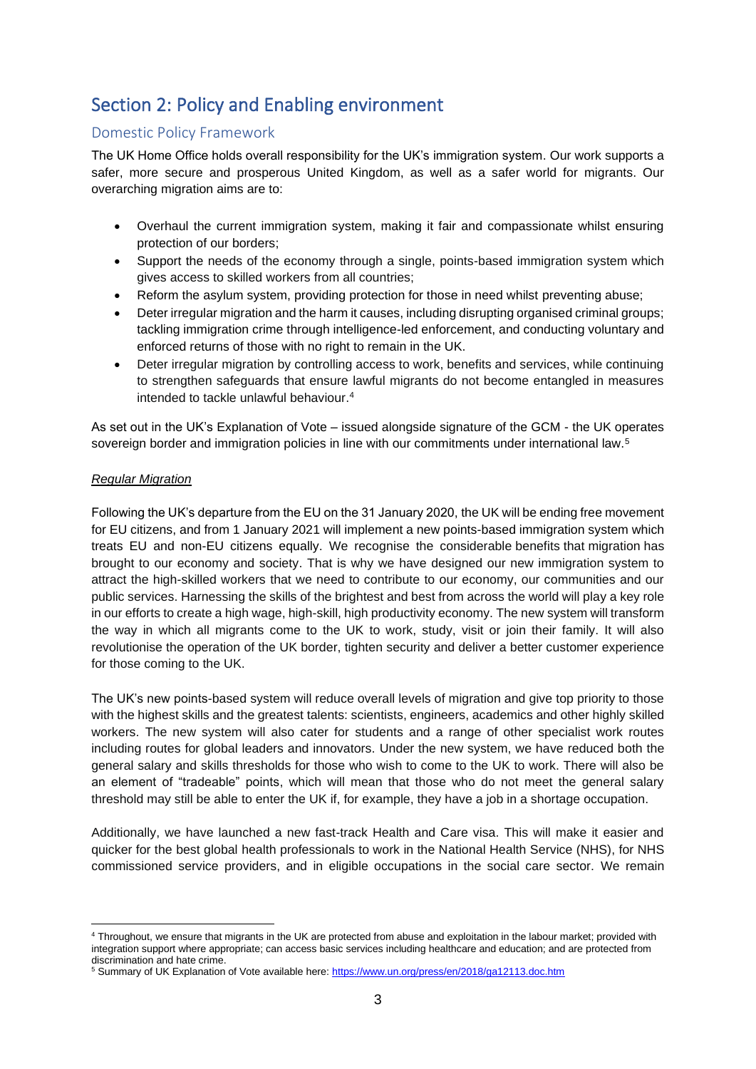## Section 2: Policy and Enabling environment

### Domestic Policy Framework

The UK Home Office holds overall responsibility for the UK's immigration system. Our work supports a safer, more secure and prosperous United Kingdom, as well as a safer world for migrants. Our overarching migration aims are to:

- Overhaul the current immigration system, making it fair and compassionate whilst ensuring protection of our borders;
- Support the needs of the economy through a single, points-based immigration system which gives access to skilled workers from all countries;
- Reform the asylum system, providing protection for those in need whilst preventing abuse;
- Deter irregular migration and the harm it causes, including disrupting organised criminal groups; tackling immigration crime through intelligence-led enforcement, and conducting voluntary and enforced returns of those with no right to remain in the UK.
- Deter irregular migration by controlling access to work, benefits and services, while continuing to strengthen safeguards that ensure lawful migrants do not become entangled in measures intended to tackle unlawful behaviour.[4]

As set out in the UK's Explanation of Vote – issued alongside signature of the GCM - the UK operates sovereign border and immigration policies in line with our commitments under international law.[5]

*Regular Migration*

Following the UK's departure from the EU on the 31 January 2020, the UK will be ending free movement for EU citizens, and from 1 January 2021 will implement a new points-based immigration system which treats EU and non-EU citizens equally. We recognise the considerable benefits that migration has brought to our economy and society. That is why we have designed our new immigration system to attract the high-skilled workers that we need to contribute to our economy, our communities and our public services. Harnessing the skills of the brightest and best from across the world will play a key role in our efforts to create a high wage, high-skill, high productivity economy. The new system will transform the way in which all migrants come to the UK to work, study, visit or join their family. It will also revolutionise the operation of the UK border, tighten security and deliver a better customer experience for those coming to the UK.

The UK's new points-based system will reduce overall levels of migration and give top priority to those with the highest skills and the greatest talents: scientists, engineers, academics and other highly skilled workers. The new system will also cater for students and a range of other specialist work routes including routes for global leaders and innovators. Under the new system, we have reduced both the general salary and skills thresholds for those who wish to come to the UK to work. There will also be an element of "tradeable" points, which will mean that those who do not meet the general salary threshold may still be able to enter the UK if, for example, they have a job in a shortage occupation.

Additionally, we have launched a new fast-track Health and Care visa. This will make it easier and quicker for the best global health professionals to work in the National Health Service (NHS), for NHS commissioned service providers, and in eligible occupations in the social care sector. We remain

---

[4] Throughout, we ensure that migrants in the UK are protected from abuse and exploitation in the labour market; provided with integration support where appropriate; can access basic services including healthcare and education; and are protected from discrimination and hate crime.

[5] Summary of UK Explanation of Vote available here: https://www.un.org/press/en/2018/ga12113.doc.htm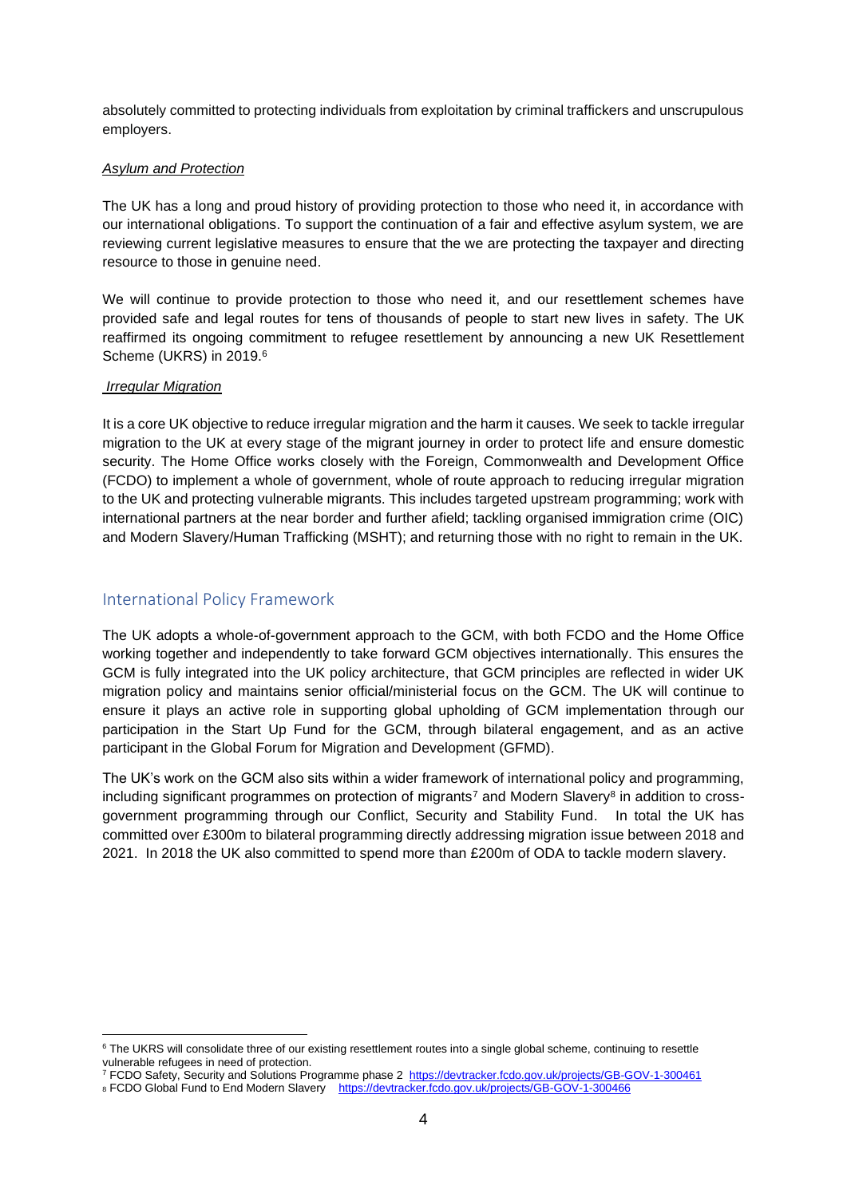absolutely committed to protecting individuals from exploitation by criminal traffickers and unscrupulous employers.

*Asylum and Protection*

The UK has a long and proud history of providing protection to those who need it, in accordance with our international obligations. To support the continuation of a fair and effective asylum system, we are reviewing current legislative measures to ensure that the we are protecting the taxpayer and directing resource to those in genuine need.

We will continue to provide protection to those who need it, and our resettlement schemes have provided safe and legal routes for tens of thousands of people to start new lives in safety. The UK reaffirmed its ongoing commitment to refugee resettlement by announcing a new UK Resettlement Scheme (UKRS) in 2019.[6]

*Irregular Migration*

It is a core UK objective to reduce irregular migration and the harm it causes. We seek to tackle irregular migration to the UK at every stage of the migrant journey in order to protect life and ensure domestic security. The Home Office works closely with the Foreign, Commonwealth and Development Office (FCDO) to implement a whole of government, whole of route approach to reducing irregular migration to the UK and protecting vulnerable migrants. This includes targeted upstream programming; work with international partners at the near border and further afield; tackling organised immigration crime (OIC) and Modern Slavery/Human Trafficking (MSHT); and returning those with no right to remain in the UK.

## International Policy Framework

The UK adopts a whole-of-government approach to the GCM, with both FCDO and the Home Office working together and independently to take forward GCM objectives internationally. This ensures the GCM is fully integrated into the UK policy architecture, that GCM principles are reflected in wider UK migration policy and maintains senior official/ministerial focus on the GCM. The UK will continue to ensure it plays an active role in supporting global upholding of GCM implementation through our participation in the Start Up Fund for the GCM, through bilateral engagement, and as an active participant in the Global Forum for Migration and Development (GFMD).

The UK's work on the GCM also sits within a wider framework of international policy and programming, including significant programmes on protection of migrants[7] and Modern Slavery[8] in addition to cross-government programming through our Conflict, Security and Stability Fund. In total the UK has committed over £300m to bilateral programming directly addressing migration issue between 2018 and 2021. In 2018 the UK also committed to spend more than £200m of ODA to tackle modern slavery.

---

[6] The UKRS will consolidate three of our existing resettlement routes into a single global scheme, continuing to resettle vulnerable refugees in need of protection.

[7] FCDO Safety, Security and Solutions Programme phase 2 https://devtracker.fcdo.gov.uk/projects/GB-GOV-1-300461

[8] FCDO Global Fund to End Modern Slavery https://devtracker.fcdo.gov.uk/projects/GB-GOV-1-300466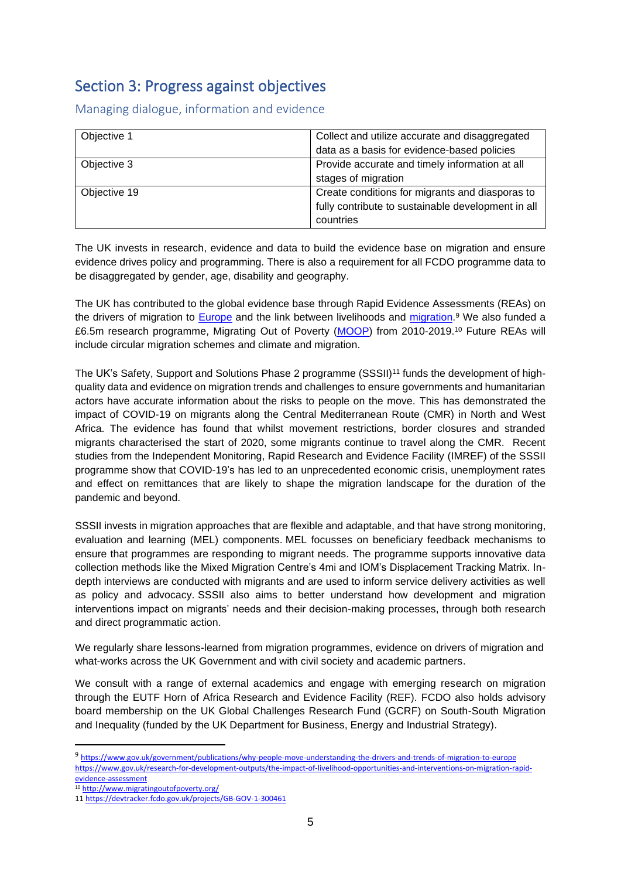## Section 3: Progress against objectives

### Managing dialogue, information and evidence

| Objective 1 | Collect and utilize accurate and disaggregated data as a basis for evidence-based policies |
|---|---|
| Objective 3 | Provide accurate and timely information at all stages of migration |
| Objective 19 | Create conditions for migrants and diasporas to fully contribute to sustainable development in all countries |

The UK invests in research, evidence and data to build the evidence base on migration and ensure evidence drives policy and programming. There is also a requirement for all FCDO programme data to be disaggregated by gender, age, disability and geography.

The UK has contributed to the global evidence base through Rapid Evidence Assessments (REAs) on the drivers of migration to Europe and the link between livelihoods and migration.[9] We also funded a £6.5m research programme, Migrating Out of Poverty (MOOP) from 2010-2019.[10] Future REAs will include circular migration schemes and climate and migration.

The UK's Safety, Support and Solutions Phase 2 programme (SSSII)[11] funds the development of high-quality data and evidence on migration trends and challenges to ensure governments and humanitarian actors have accurate information about the risks to people on the move. This has demonstrated the impact of COVID-19 on migrants along the Central Mediterranean Route (CMR) in North and West Africa. The evidence has found that whilst movement restrictions, border closures and stranded migrants characterised the start of 2020, some migrants continue to travel along the CMR. Recent studies from the Independent Monitoring, Rapid Research and Evidence Facility (IMREF) of the SSSII programme show that COVID-19's has led to an unprecedented economic crisis, unemployment rates and effect on remittances that are likely to shape the migration landscape for the duration of the pandemic and beyond.

SSSII invests in migration approaches that are flexible and adaptable, and that have strong monitoring, evaluation and learning (MEL) components. MEL focusses on beneficiary feedback mechanisms to ensure that programmes are responding to migrant needs. The programme supports innovative data collection methods like the Mixed Migration Centre's 4mi and IOM's Displacement Tracking Matrix. In-depth interviews are conducted with migrants and are used to inform service delivery activities as well as policy and advocacy. SSSII also aims to better understand how development and migration interventions impact on migrants' needs and their decision-making processes, through both research and direct programmatic action.

We regularly share lessons-learned from migration programmes, evidence on drivers of migration and what-works across the UK Government and with civil society and academic partners.

We consult with a range of external academics and engage with emerging research on migration through the EUTF Horn of Africa Research and Evidence Facility (REF). FCDO also holds advisory board membership on the UK Global Challenges Research Fund (GCRF) on South-South Migration and Inequality (funded by the UK Department for Business, Energy and Industrial Strategy).

---

[9] https://www.gov.uk/government/publications/why-people-move-understanding-the-drivers-and-trends-of-migration-to-europe https://www.gov.uk/research-for-development-outputs/the-impact-of-livelihood-opportunities-and-interventions-on-migration-rapid-evidence-assessment

[10] http://www.migratingoutofpoverty.org/

[11] https://devtracker.fcdo.gov.uk/projects/GB-GOV-1-300461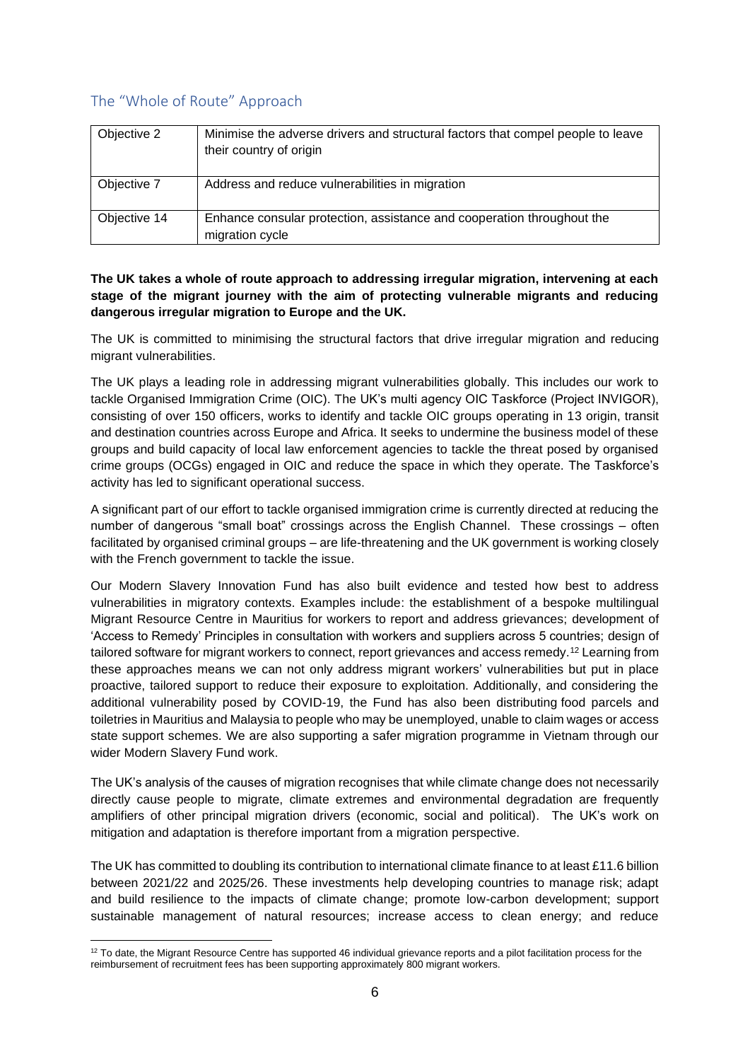## The "Whole of Route" Approach

| | |
|---|---|
| Objective 2 | Minimise the adverse drivers and structural factors that compel people to leave their country of origin |
| Objective 7 | Address and reduce vulnerabilities in migration |
| Objective 14 | Enhance consular protection, assistance and cooperation throughout the migration cycle |

**The UK takes a whole of route approach to addressing irregular migration, intervening at each stage of the migrant journey with the aim of protecting vulnerable migrants and reducing dangerous irregular migration to Europe and the UK.**

The UK is committed to minimising the structural factors that drive irregular migration and reducing migrant vulnerabilities.

The UK plays a leading role in addressing migrant vulnerabilities globally. This includes our work to tackle Organised Immigration Crime (OIC). The UK's multi agency OIC Taskforce (Project INVIGOR), consisting of over 150 officers, works to identify and tackle OIC groups operating in 13 origin, transit and destination countries across Europe and Africa. It seeks to undermine the business model of these groups and build capacity of local law enforcement agencies to tackle the threat posed by organised crime groups (OCGs) engaged in OIC and reduce the space in which they operate. The Taskforce's activity has led to significant operational success.

A significant part of our effort to tackle organised immigration crime is currently directed at reducing the number of dangerous "small boat" crossings across the English Channel. These crossings – often facilitated by organised criminal groups – are life-threatening and the UK government is working closely with the French government to tackle the issue.

Our Modern Slavery Innovation Fund has also built evidence and tested how best to address vulnerabilities in migratory contexts. Examples include: the establishment of a bespoke multilingual Migrant Resource Centre in Mauritius for workers to report and address grievances; development of 'Access to Remedy' Principles in consultation with workers and suppliers across 5 countries; design of tailored software for migrant workers to connect, report grievances and access remedy.[12] Learning from these approaches means we can not only address migrant workers' vulnerabilities but put in place proactive, tailored support to reduce their exposure to exploitation. Additionally, and considering the additional vulnerability posed by COVID-19, the Fund has also been distributing food parcels and toiletries in Mauritius and Malaysia to people who may be unemployed, unable to claim wages or access state support schemes. We are also supporting a safer migration programme in Vietnam through our wider Modern Slavery Fund work.

The UK's analysis of the causes of migration recognises that while climate change does not necessarily directly cause people to migrate, climate extremes and environmental degradation are frequently amplifiers of other principal migration drivers (economic, social and political). The UK's work on mitigation and adaptation is therefore important from a migration perspective.

The UK has committed to doubling its contribution to international climate finance to at least £11.6 billion between 2021/22 and 2025/26. These investments help developing countries to manage risk; adapt and build resilience to the impacts of climate change; promote low-carbon development; support sustainable management of natural resources; increase access to clean energy; and reduce

[12] To date, the Migrant Resource Centre has supported 46 individual grievance reports and a pilot facilitation process for the reimbursement of recruitment fees has been supporting approximately 800 migrant workers.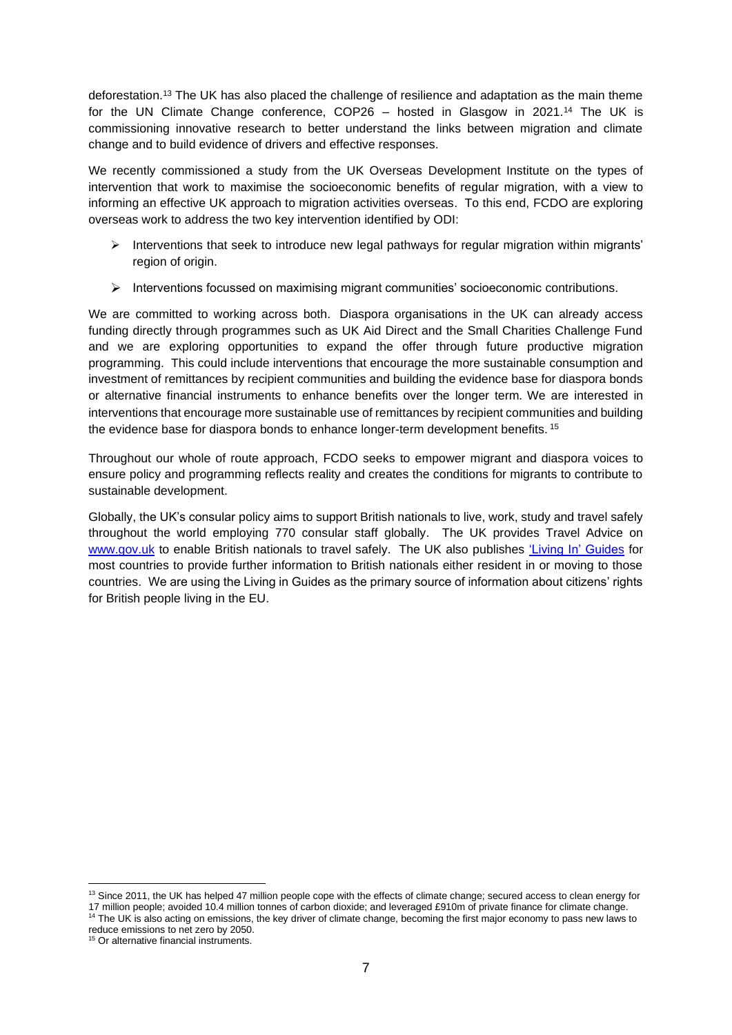deforestation.[13] The UK has also placed the challenge of resilience and adaptation as the main theme for the UN Climate Change conference, COP26 – hosted in Glasgow in 2021.[14] The UK is commissioning innovative research to better understand the links between migration and climate change and to build evidence of drivers and effective responses.

We recently commissioned a study from the UK Overseas Development Institute on the types of intervention that work to maximise the socioeconomic benefits of regular migration, with a view to informing an effective UK approach to migration activities overseas. To this end, FCDO are exploring overseas work to address the two key intervention identified by ODI:

- Interventions that seek to introduce new legal pathways for regular migration within migrants' region of origin.
- Interventions focussed on maximising migrant communities' socioeconomic contributions.

We are committed to working across both. Diaspora organisations in the UK can already access funding directly through programmes such as UK Aid Direct and the Small Charities Challenge Fund and we are exploring opportunities to expand the offer through future productive migration programming. This could include interventions that encourage the more sustainable consumption and investment of remittances by recipient communities and building the evidence base for diaspora bonds or alternative financial instruments to enhance benefits over the longer term. We are interested in interventions that encourage more sustainable use of remittances by recipient communities and building the evidence base for diaspora bonds to enhance longer-term development benefits. [15]

Throughout our whole of route approach, FCDO seeks to empower migrant and diaspora voices to ensure policy and programming reflects reality and creates the conditions for migrants to contribute to sustainable development.

Globally, the UK's consular policy aims to support British nationals to live, work, study and travel safely throughout the world employing 770 consular staff globally. The UK provides Travel Advice on [www.gov.uk](www.gov.uk) to enable British nationals to travel safely. The UK also publishes ['Living In' Guides]() for most countries to provide further information to British nationals either resident in or moving to those countries. We are using the Living in Guides as the primary source of information about citizens' rights for British people living in the EU.

---

[13] Since 2011, the UK has helped 47 million people cope with the effects of climate change; secured access to clean energy for 17 million people; avoided 10.4 million tonnes of carbon dioxide; and leveraged £910m of private finance for climate change.

[14] The UK is also acting on emissions, the key driver of climate change, becoming the first major economy to pass new laws to reduce emissions to net zero by 2050.

[15] Or alternative financial instruments.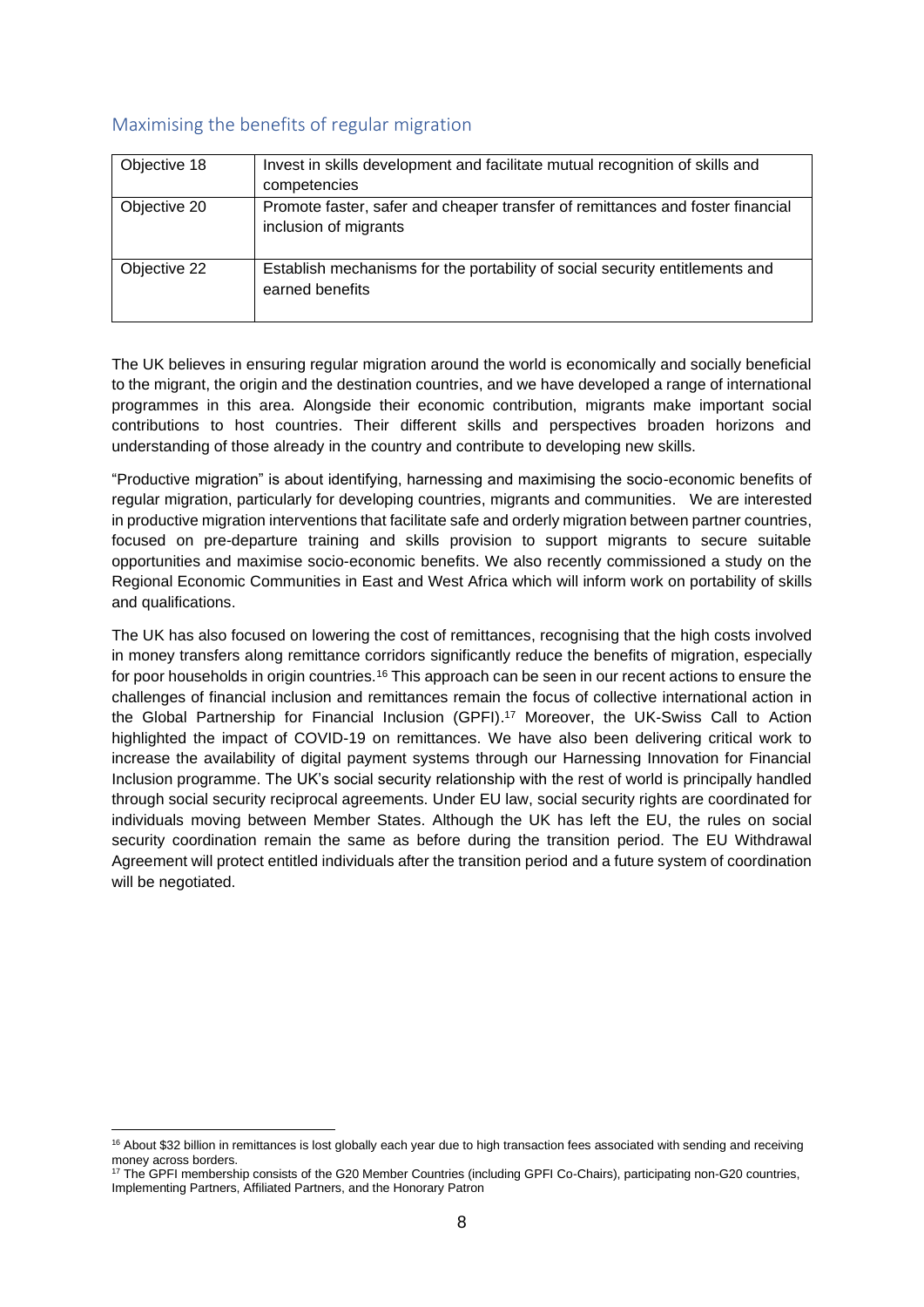## Maximising the benefits of regular migration

| Objective 18 | Invest in skills development and facilitate mutual recognition of skills and competencies |
|---|---|
| Objective 20 | Promote faster, safer and cheaper transfer of remittances and foster financial inclusion of migrants |
| Objective 22 | Establish mechanisms for the portability of social security entitlements and earned benefits |

The UK believes in ensuring regular migration around the world is economically and socially beneficial to the migrant, the origin and the destination countries, and we have developed a range of international programmes in this area. Alongside their economic contribution, migrants make important social contributions to host countries. Their different skills and perspectives broaden horizons and understanding of those already in the country and contribute to developing new skills.

"Productive migration" is about identifying, harnessing and maximising the socio-economic benefits of regular migration, particularly for developing countries, migrants and communities. We are interested in productive migration interventions that facilitate safe and orderly migration between partner countries, focused on pre-departure training and skills provision to support migrants to secure suitable opportunities and maximise socio-economic benefits. We also recently commissioned a study on the Regional Economic Communities in East and West Africa which will inform work on portability of skills and qualifications.

The UK has also focused on lowering the cost of remittances, recognising that the high costs involved in money transfers along remittance corridors significantly reduce the benefits of migration, especially for poor households in origin countries.[16] This approach can be seen in our recent actions to ensure the challenges of financial inclusion and remittances remain the focus of collective international action in the Global Partnership for Financial Inclusion (GPFI).[17] Moreover, the UK-Swiss Call to Action highlighted the impact of COVID-19 on remittances. We have also been delivering critical work to increase the availability of digital payment systems through our Harnessing Innovation for Financial Inclusion programme. The UK's social security relationship with the rest of world is principally handled through social security reciprocal agreements. Under EU law, social security rights are coordinated for individuals moving between Member States. Although the UK has left the EU, the rules on social security coordination remain the same as before during the transition period. The EU Withdrawal Agreement will protect entitled individuals after the transition period and a future system of coordination will be negotiated.

[16] About $32 billion in remittances is lost globally each year due to high transaction fees associated with sending and receiving money across borders.

[17] The GPFI membership consists of the G20 Member Countries (including GPFI Co-Chairs), participating non-G20 countries, Implementing Partners, Affiliated Partners, and the Honorary Patron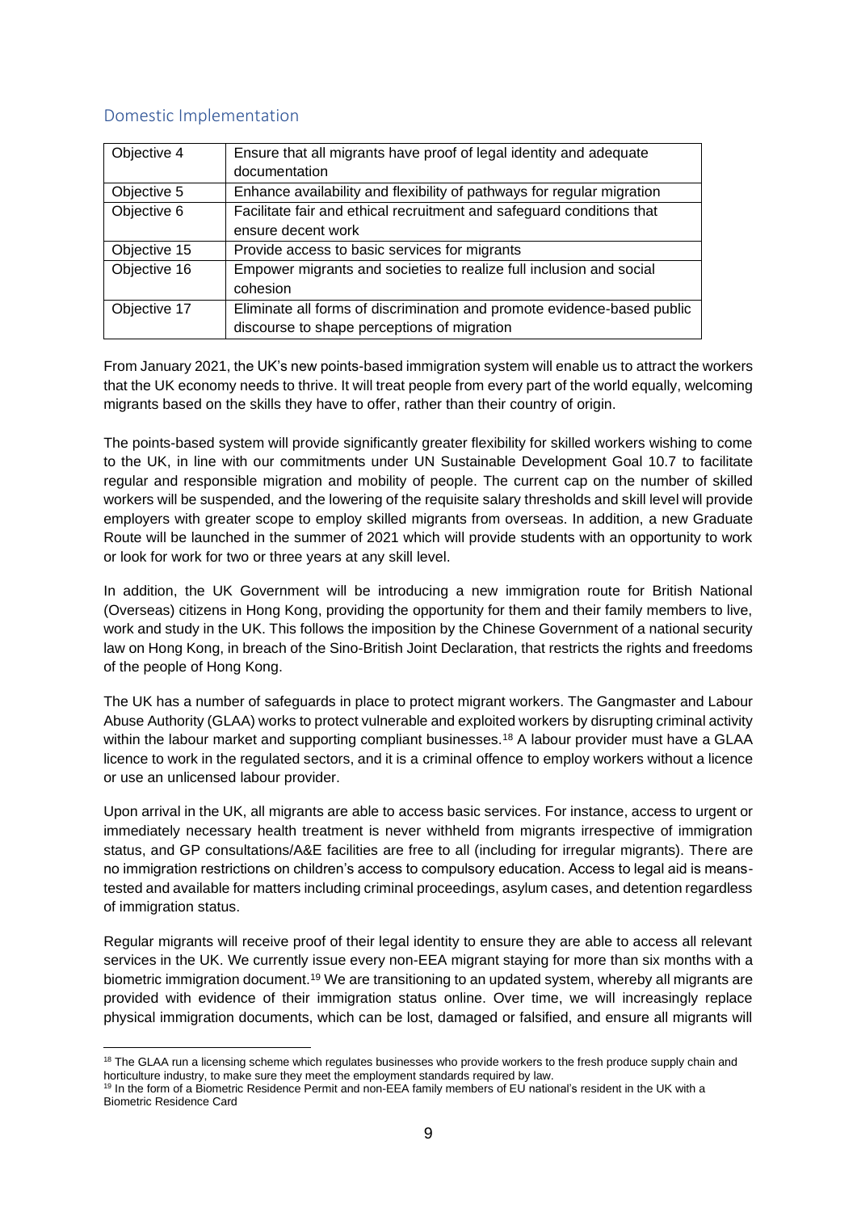## Domestic Implementation

| Objective | Description |
|---|---|
| Objective 4 | Ensure that all migrants have proof of legal identity and adequate documentation |
| Objective 5 | Enhance availability and flexibility of pathways for regular migration |
| Objective 6 | Facilitate fair and ethical recruitment and safeguard conditions that ensure decent work |
| Objective 15 | Provide access to basic services for migrants |
| Objective 16 | Empower migrants and societies to realize full inclusion and social cohesion |
| Objective 17 | Eliminate all forms of discrimination and promote evidence-based public discourse to shape perceptions of migration |

From January 2021, the UK's new points-based immigration system will enable us to attract the workers that the UK economy needs to thrive. It will treat people from every part of the world equally, welcoming migrants based on the skills they have to offer, rather than their country of origin.

The points-based system will provide significantly greater flexibility for skilled workers wishing to come to the UK, in line with our commitments under UN Sustainable Development Goal 10.7 to facilitate regular and responsible migration and mobility of people. The current cap on the number of skilled workers will be suspended, and the lowering of the requisite salary thresholds and skill level will provide employers with greater scope to employ skilled migrants from overseas. In addition, a new Graduate Route will be launched in the summer of 2021 which will provide students with an opportunity to work or look for work for two or three years at any skill level.

In addition, the UK Government will be introducing a new immigration route for British National (Overseas) citizens in Hong Kong, providing the opportunity for them and their family members to live, work and study in the UK. This follows the imposition by the Chinese Government of a national security law on Hong Kong, in breach of the Sino-British Joint Declaration, that restricts the rights and freedoms of the people of Hong Kong.

The UK has a number of safeguards in place to protect migrant workers. The Gangmaster and Labour Abuse Authority (GLAA) works to protect vulnerable and exploited workers by disrupting criminal activity within the labour market and supporting compliant businesses.[18] A labour provider must have a GLAA licence to work in the regulated sectors, and it is a criminal offence to employ workers without a licence or use an unlicensed labour provider.

Upon arrival in the UK, all migrants are able to access basic services. For instance, access to urgent or immediately necessary health treatment is never withheld from migrants irrespective of immigration status, and GP consultations/A&E facilities are free to all (including for irregular migrants). There are no immigration restrictions on children's access to compulsory education. Access to legal aid is means-tested and available for matters including criminal proceedings, asylum cases, and detention regardless of immigration status.

Regular migrants will receive proof of their legal identity to ensure they are able to access all relevant services in the UK. We currently issue every non-EEA migrant staying for more than six months with a biometric immigration document.[19] We are transitioning to an updated system, whereby all migrants are provided with evidence of their immigration status online. Over time, we will increasingly replace physical immigration documents, which can be lost, damaged or falsified, and ensure all migrants will

[18] The GLAA run a licensing scheme which regulates businesses who provide workers to the fresh produce supply chain and horticulture industry, to make sure they meet the employment standards required by law.

[19] In the form of a Biometric Residence Permit and non-EEA family members of EU national's resident in the UK with a Biometric Residence Card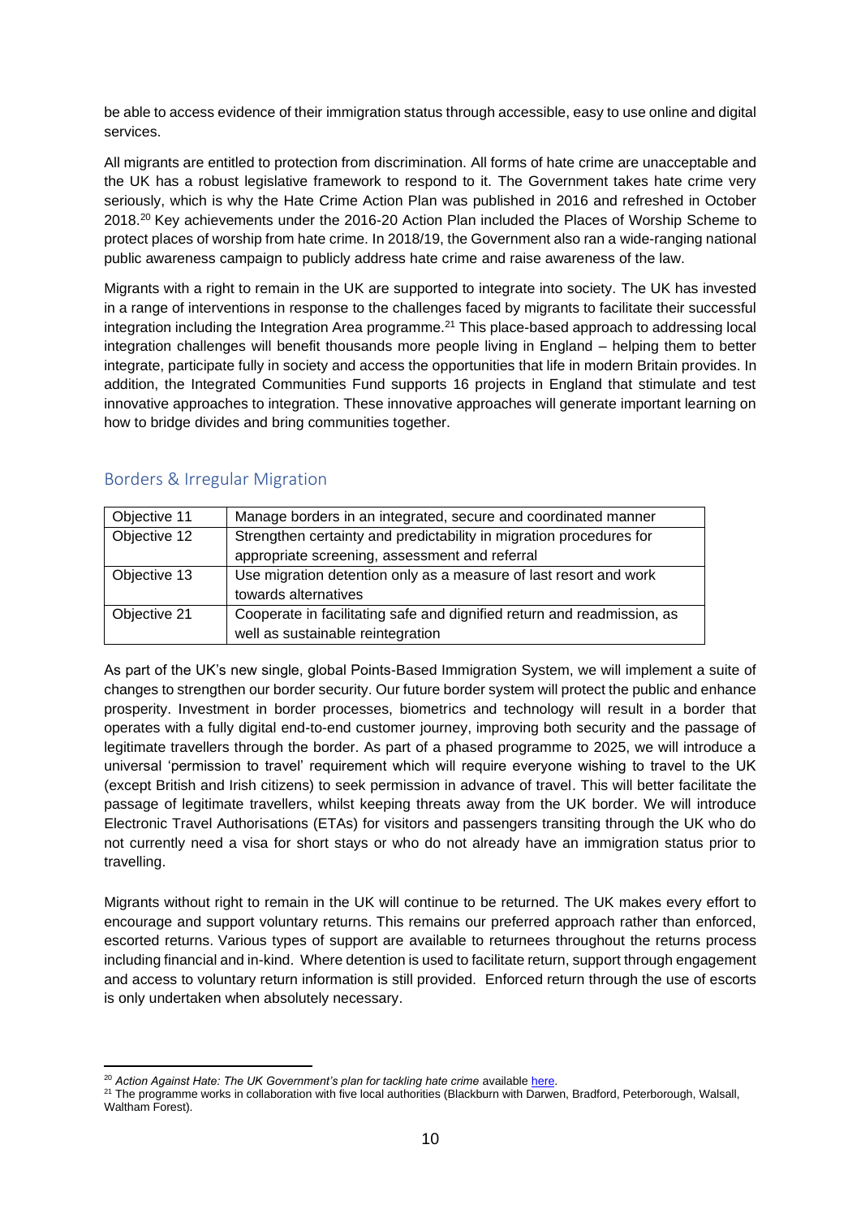be able to access evidence of their immigration status through accessible, easy to use online and digital services.

All migrants are entitled to protection from discrimination. All forms of hate crime are unacceptable and the UK has a robust legislative framework to respond to it. The Government takes hate crime very seriously, which is why the Hate Crime Action Plan was published in 2016 and refreshed in October 2018.[20] Key achievements under the 2016-20 Action Plan included the Places of Worship Scheme to protect places of worship from hate crime. In 2018/19, the Government also ran a wide-ranging national public awareness campaign to publicly address hate crime and raise awareness of the law.

Migrants with a right to remain in the UK are supported to integrate into society. The UK has invested in a range of interventions in response to the challenges faced by migrants to facilitate their successful integration including the Integration Area programme.[21] This place-based approach to addressing local integration challenges will benefit thousands more people living in England – helping them to better integrate, participate fully in society and access the opportunities that life in modern Britain provides. In addition, the Integrated Communities Fund supports 16 projects in England that stimulate and test innovative approaches to integration. These innovative approaches will generate important learning on how to bridge divides and bring communities together.

## Borders & Irregular Migration

| | |
|---|---|
| Objective 11 | Manage borders in an integrated, secure and coordinated manner |
| Objective 12 | Strengthen certainty and predictability in migration procedures for appropriate screening, assessment and referral |
| Objective 13 | Use migration detention only as a measure of last resort and work towards alternatives |
| Objective 21 | Cooperate in facilitating safe and dignified return and readmission, as well as sustainable reintegration |

As part of the UK's new single, global Points-Based Immigration System, we will implement a suite of changes to strengthen our border security. Our future border system will protect the public and enhance prosperity. Investment in border processes, biometrics and technology will result in a border that operates with a fully digital end-to-end customer journey, improving both security and the passage of legitimate travellers through the border. As part of a phased programme to 2025, we will introduce a universal 'permission to travel' requirement which will require everyone wishing to travel to the UK (except British and Irish citizens) to seek permission in advance of travel. This will better facilitate the passage of legitimate travellers, whilst keeping threats away from the UK border. We will introduce Electronic Travel Authorisations (ETAs) for visitors and passengers transiting through the UK who do not currently need a visa for short stays or who do not already have an immigration status prior to travelling.

Migrants without right to remain in the UK will continue to be returned. The UK makes every effort to encourage and support voluntary returns. This remains our preferred approach rather than enforced, escorted returns. Various types of support are available to returnees throughout the returns process including financial and in-kind. Where detention is used to facilitate return, support through engagement and access to voluntary return information is still provided. Enforced return through the use of escorts is only undertaken when absolutely necessary.

---

[20] *Action Against Hate: The UK Government's plan for tackling hate crime* available here.

[21] The programme works in collaboration with five local authorities (Blackburn with Darwen, Bradford, Peterborough, Walsall, Waltham Forest).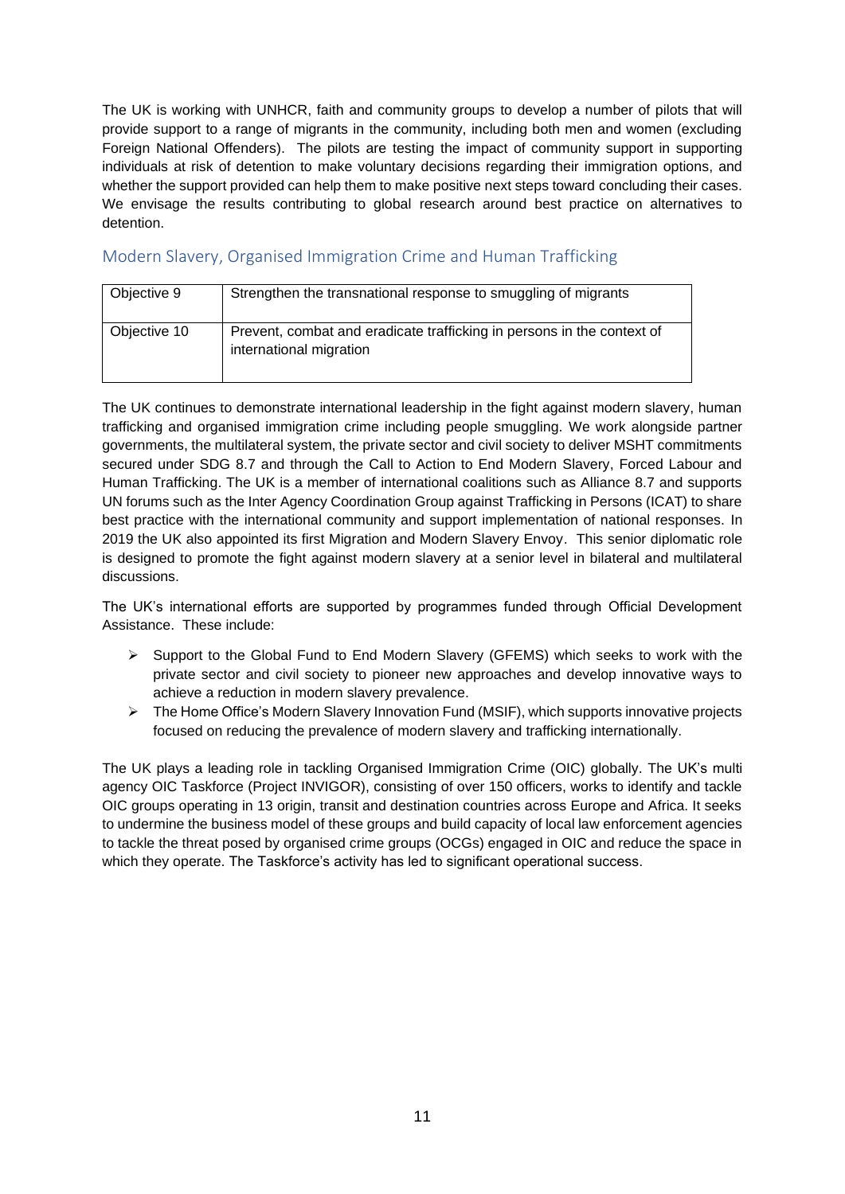The UK is working with UNHCR, faith and community groups to develop a number of pilots that will provide support to a range of migrants in the community, including both men and women (excluding Foreign National Offenders). The pilots are testing the impact of community support in supporting individuals at risk of detention to make voluntary decisions regarding their immigration options, and whether the support provided can help them to make positive next steps toward concluding their cases. We envisage the results contributing to global research around best practice on alternatives to detention.

## Modern Slavery, Organised Immigration Crime and Human Trafficking

| | |
|---|---|
| Objective 9 | Strengthen the transnational response to smuggling of migrants |
| Objective 10 | Prevent, combat and eradicate trafficking in persons in the context of international migration |

The UK continues to demonstrate international leadership in the fight against modern slavery, human trafficking and organised immigration crime including people smuggling. We work alongside partner governments, the multilateral system, the private sector and civil society to deliver MSHT commitments secured under SDG 8.7 and through the Call to Action to End Modern Slavery, Forced Labour and Human Trafficking. The UK is a member of international coalitions such as Alliance 8.7 and supports UN forums such as the Inter Agency Coordination Group against Trafficking in Persons (ICAT) to share best practice with the international community and support implementation of national responses. In 2019 the UK also appointed its first Migration and Modern Slavery Envoy. This senior diplomatic role is designed to promote the fight against modern slavery at a senior level in bilateral and multilateral discussions.

The UK's international efforts are supported by programmes funded through Official Development Assistance. These include:

- Support to the Global Fund to End Modern Slavery (GFEMS) which seeks to work with the private sector and civil society to pioneer new approaches and develop innovative ways to achieve a reduction in modern slavery prevalence.
- The Home Office's Modern Slavery Innovation Fund (MSIF), which supports innovative projects focused on reducing the prevalence of modern slavery and trafficking internationally.

The UK plays a leading role in tackling Organised Immigration Crime (OIC) globally. The UK's multi agency OIC Taskforce (Project INVIGOR), consisting of over 150 officers, works to identify and tackle OIC groups operating in 13 origin, transit and destination countries across Europe and Africa. It seeks to undermine the business model of these groups and build capacity of local law enforcement agencies to tackle the threat posed by organised crime groups (OCGs) engaged in OIC and reduce the space in which they operate. The Taskforce's activity has led to significant operational success.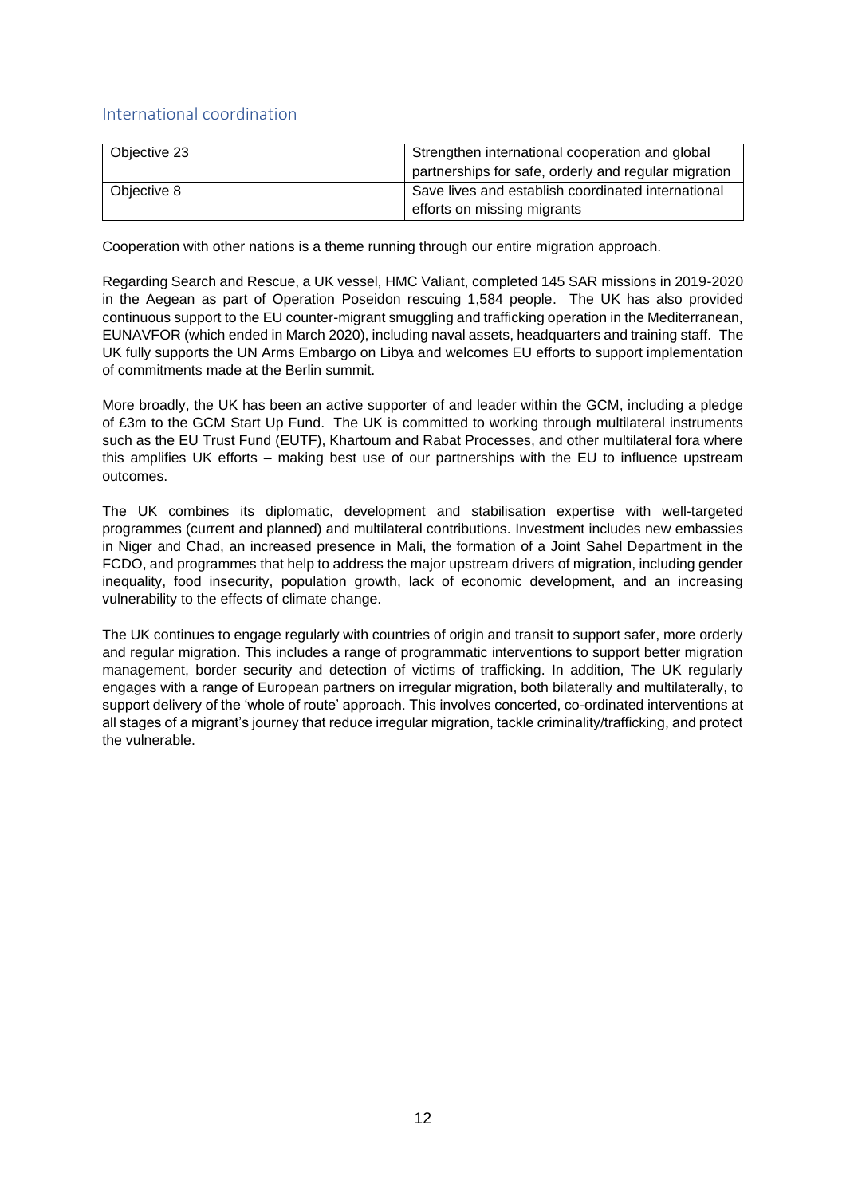## International coordination

| Objective 23 | Strengthen international cooperation and global partnerships for safe, orderly and regular migration |
|---|---|
| Objective 8 | Save lives and establish coordinated international efforts on missing migrants |

Cooperation with other nations is a theme running through our entire migration approach.

Regarding Search and Rescue, a UK vessel, HMC Valiant, completed 145 SAR missions in 2019-2020 in the Aegean as part of Operation Poseidon rescuing 1,584 people. The UK has also provided continuous support to the EU counter-migrant smuggling and trafficking operation in the Mediterranean, EUNAVFOR (which ended in March 2020), including naval assets, headquarters and training staff. The UK fully supports the UN Arms Embargo on Libya and welcomes EU efforts to support implementation of commitments made at the Berlin summit.

More broadly, the UK has been an active supporter of and leader within the GCM, including a pledge of £3m to the GCM Start Up Fund. The UK is committed to working through multilateral instruments such as the EU Trust Fund (EUTF), Khartoum and Rabat Processes, and other multilateral fora where this amplifies UK efforts – making best use of our partnerships with the EU to influence upstream outcomes.

The UK combines its diplomatic, development and stabilisation expertise with well-targeted programmes (current and planned) and multilateral contributions. Investment includes new embassies in Niger and Chad, an increased presence in Mali, the formation of a Joint Sahel Department in the FCDO, and programmes that help to address the major upstream drivers of migration, including gender inequality, food insecurity, population growth, lack of economic development, and an increasing vulnerability to the effects of climate change.

The UK continues to engage regularly with countries of origin and transit to support safer, more orderly and regular migration. This includes a range of programmatic interventions to support better migration management, border security and detection of victims of trafficking. In addition, The UK regularly engages with a range of European partners on irregular migration, both bilaterally and multilaterally, to support delivery of the 'whole of route' approach. This involves concerted, co-ordinated interventions at all stages of a migrant's journey that reduce irregular migration, tackle criminality/trafficking, and protect the vulnerable.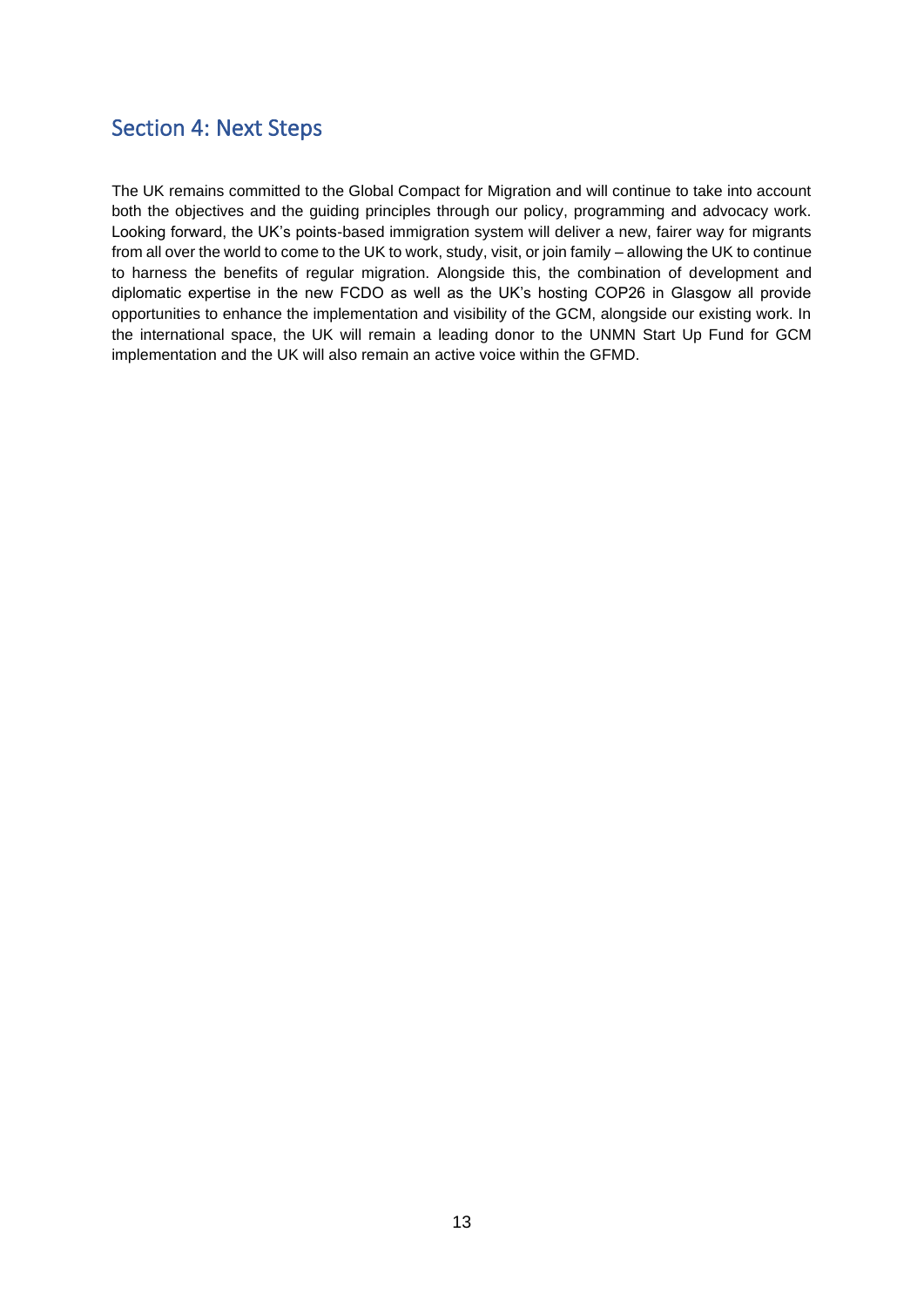## Section 4: Next Steps

The UK remains committed to the Global Compact for Migration and will continue to take into account both the objectives and the guiding principles through our policy, programming and advocacy work. Looking forward, the UK's points-based immigration system will deliver a new, fairer way for migrants from all over the world to come to the UK to work, study, visit, or join family – allowing the UK to continue to harness the benefits of regular migration. Alongside this, the combination of development and diplomatic expertise in the new FCDO as well as the UK's hosting COP26 in Glasgow all provide opportunities to enhance the implementation and visibility of the GCM, alongside our existing work. In the international space, the UK will remain a leading donor to the UNMN Start Up Fund for GCM implementation and the UK will also remain an active voice within the GFMD.